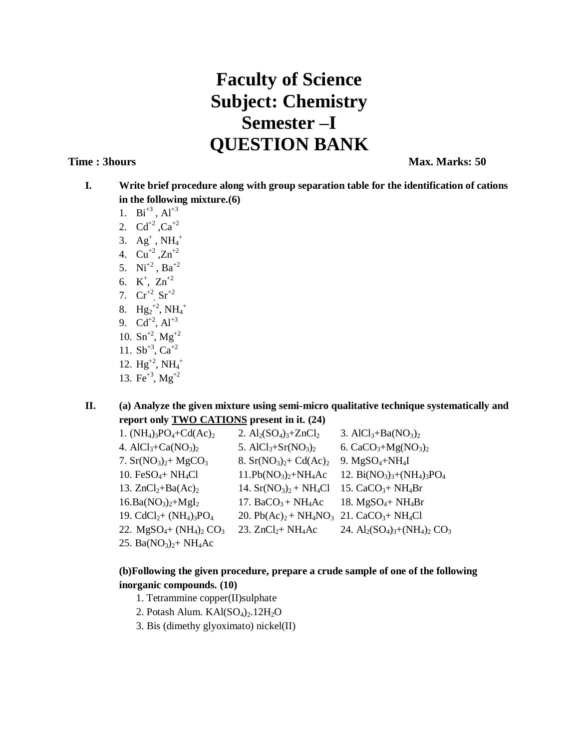# Faculty of Science
# Subject: Chemistry
# Semester –I
# QUESTION BANK

**Time : 3hours** **Max. Marks: 50**

**I. Write brief procedure along with group separation table for the identification of cations in the following mixture.(6)**

1. $Bi^{+3}$ , $Al^{+3}$
2. $Cd^{+2}$ ,$Ca^{+2}$
3. $Ag^{+}$ , $NH_4^{+}$
4. $Cu^{+2}$ ,$Zn^{+2}$
5. $Ni^{+2}$ , $Ba^{+2}$
6. $K^{+}$, $Zn^{+2}$
7. $Cr^{+2}$, $Sr^{+2}$
8. $Hg_2^{+2}$, $NH_4^{+}$
9. $Cd^{+2}$, $Al^{+3}$
10. $Sn^{+2}$, $Mg^{+2}$
11. $Sb^{+3}$, $Ca^{+2}$
12. $Hg^{+2}$, $NH_4^{+}$
13. $Fe^{+3}$, $Mg^{+2}$

**II. (a) Analyze the given mixture using semi-micro qualitative technique systematically and report only <u>TWO CATIONS</u> present in it. (24)**

1. $(NH_4)_3PO_4$+$Cd(Ac)_2$
2. $Al_2(SO_4)_3$+$ZnCl_2$
3. $AlCl_3$+$Ba(NO_3)_2$
4. $AlCl_3$+$Ca(NO_3)_2$
5. $AlCl_3$+$Sr(NO_3)_2$
6. $CaCO_3$+$Mg(NO_3)_2$
7. $Sr(NO_3)_2$+ $MgCO_3$
8. $Sr(NO_3)_2$+ $Cd(Ac)_2$
9. $MgSO_4$+$NH_4I$
10. $FeSO_4$+ $NH_4Cl$
11. $Pb(NO_3)_2$+$NH_4Ac$
12. $Bi(NO_3)_3$+$(NH_4)_3PO_4$
13. $ZnCl_2$+$Ba(Ac)_2$
14. $Sr(NO_3)_2$ + $NH_4Cl$
15. $CaCO_3$+ $NH_4Br$
16. $Ba(NO_3)_2$+$MgI_2$
17. $BaCO_3$ + $NH_4Ac$
18. $MgSO_4$+ $NH_4Br$
19. $CdCl_2$+ $(NH_4)_3PO_4$
20. $Pb(Ac)_2$ + $NH_4NO_3$
21. $CaCO_3$+ $NH_4Cl$
22. $MgSO_4$+ $(NH_4)_2CO_3$
23. $ZnCl_2$+ $NH_4Ac$
24. $Al_2(SO_4)_3$+$(NH_4)_2CO_3$
25. $Ba(NO_3)_2$+ $NH_4Ac$

**(b)Following the given procedure, prepare a crude sample of one of the following inorganic compounds. (10)**

1. Tetrammine copper(II)sulphate
2. Potash Alum. $KAl(SO_4)_2.12H_2O$
3. Bis (dimethy glyoximato) nickel(II)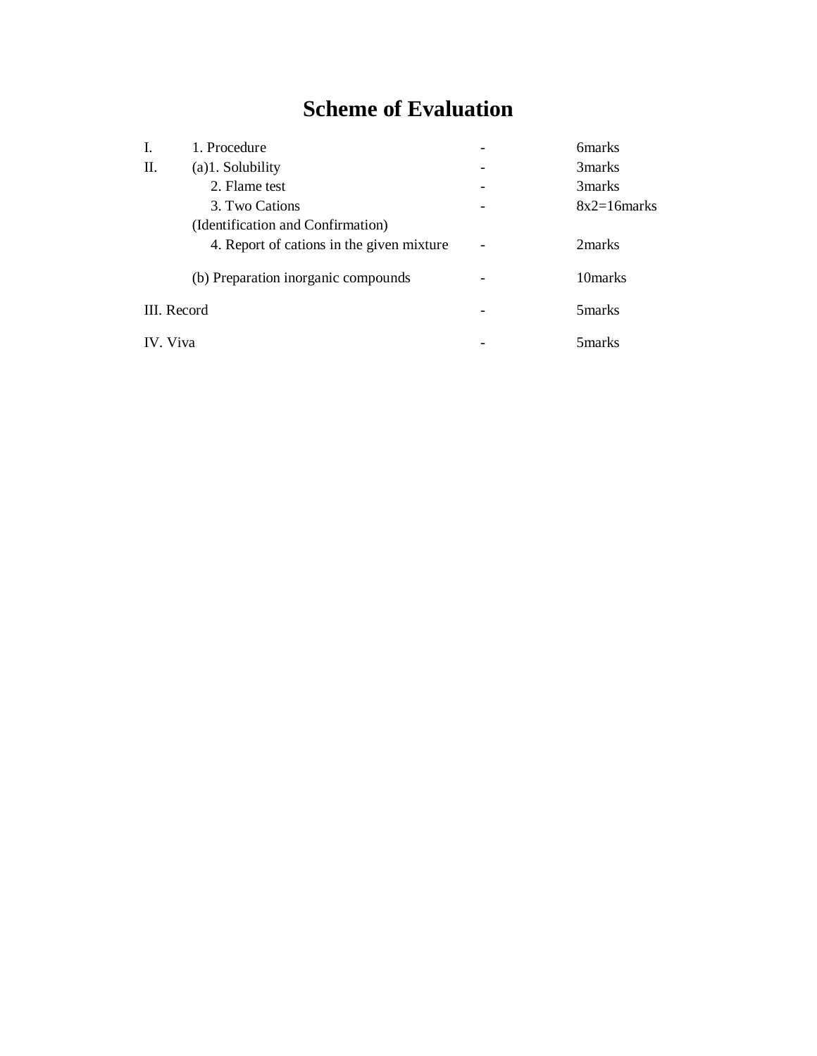# Scheme of Evaluation

| | | | |
|---|---|---|---|
| I. | 1. Procedure | - | 6marks |
| II. | (a)1. Solubility | - | 3marks |
| | 2. Flame test | - | 3marks |
| | 3. Two Cations | - | 8x2=16marks |
| | (Identification and Confirmation) | | |
| | 4. Report of cations in the given mixture | - | 2marks |
| | (b) Preparation inorganic compounds | - | 10marks |
| III. Record | | - | 5marks |
| IV. Viva | | - | 5marks |